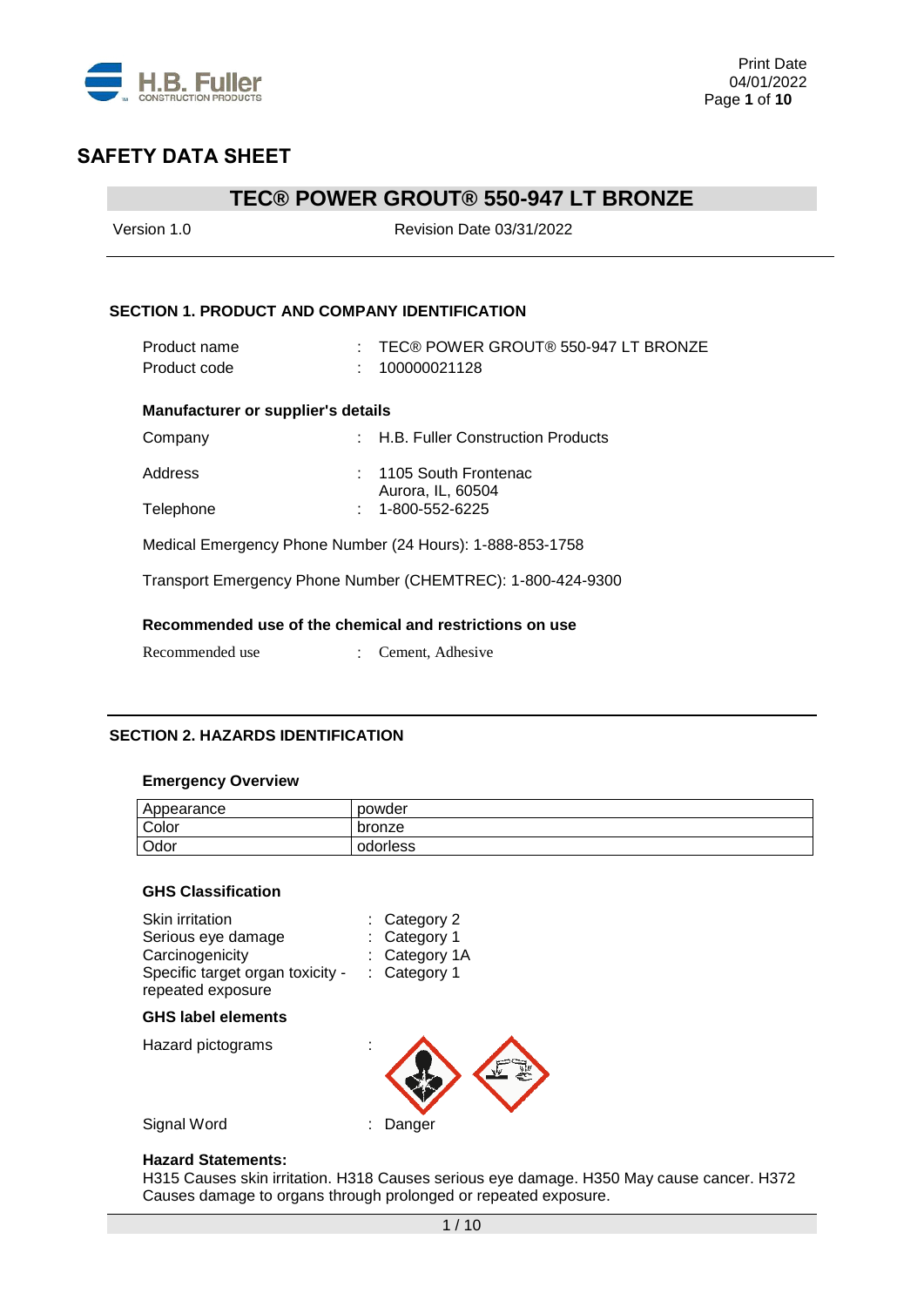# SAFETY DATA SHEET

## TEC® POWER GROUT® 550-947 LT BRONZE

Version 1.0 Revision Date 03/31/2022

### SECTION 1. PRODUCT AND COMPANY IDENTIFICATION

Product name : TEC® POWER GROUT® 550-947 LT BRONZE
Product code : 100000021128

**Manufacturer or supplier's details**

Company : H.B. Fuller Construction Products

Address : 1105 South Frontenac
Aurora, IL, 60504

Telephone : 1-800-552-6225

Medical Emergency Phone Number (24 Hours): 1-888-853-1758

Transport Emergency Phone Number (CHEMTREC): 1-800-424-9300

**Recommended use of the chemical and restrictions on use**

Recommended use : Cement, Adhesive

### SECTION 2. HAZARDS IDENTIFICATION

**Emergency Overview**

| Appearance | powder |
|---|---|
| Color | bronze |
| Odor | odorless |

**GHS Classification**

Skin irritation : Category 2
Serious eye damage : Category 1
Carcinogenicity : Category 1A
Specific target organ toxicity - repeated exposure : Category 1

**GHS label elements**

Hazard pictograms :

Signal Word : Danger

**Hazard Statements:**
H315 Causes skin irritation. H318 Causes serious eye damage. H350 May cause cancer. H372 Causes damage to organs through prolonged or repeated exposure.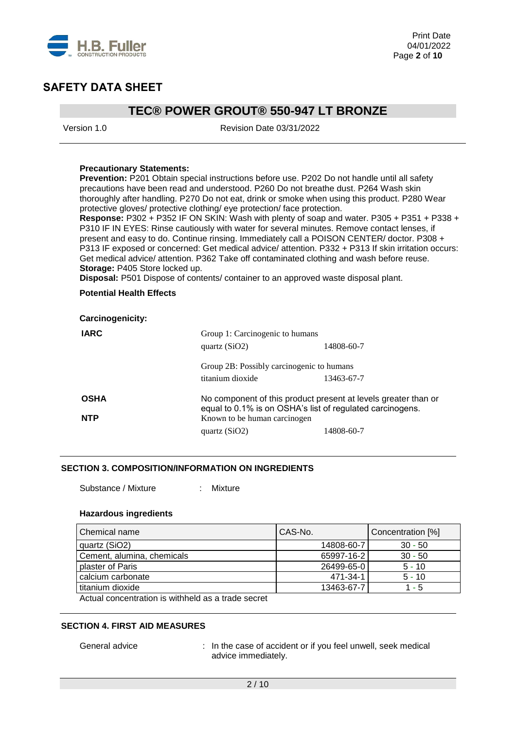**Precautionary Statements:**

**Prevention:** P201 Obtain special instructions before use. P202 Do not handle until all safety precautions have been read and understood. P260 Do not breathe dust. P264 Wash skin thoroughly after handling. P270 Do not eat, drink or smoke when using this product. P280 Wear protective gloves/ protective clothing/ eye protection/ face protection.

**Response:** P302 + P352 IF ON SKIN: Wash with plenty of soap and water. P305 + P351 + P338 + P310 IF IN EYES: Rinse cautiously with water for several minutes. Remove contact lenses, if present and easy to do. Continue rinsing. Immediately call a POISON CENTER/ doctor. P308 + P313 IF exposed or concerned: Get medical advice/ attention. P332 + P313 If skin irritation occurs: Get medical advice/ attention. P362 Take off contaminated clothing and wash before reuse.

**Storage:** P405 Store locked up.

**Disposal:** P501 Dispose of contents/ container to an approved waste disposal plant.

**Potential Health Effects**

**Carcinogenicity:**

**IARC**

Group 1: Carcinogenic to humans

| | |
|---|---|
| quartz ($SiO_2$) | 14808-60-7 |

Group 2B: Possibly carcinogenic to humans

| | |
|---|---|
| titanium dioxide | 13463-67-7 |

**OSHA**

No component of this product present at levels greater than or equal to 0.1% is on OSHA's list of regulated carcinogens.

**NTP**

Known to be human carcinogen

| | |
|---|---|
| quartz ($SiO_2$) | 14808-60-7 |

## SECTION 3. COMPOSITION/INFORMATION ON INGREDIENTS

Substance / Mixture : Mixture

**Hazardous ingredients**

| Chemical name | CAS-No. | Concentration [%] |
|---|---|---|
| quartz ($SiO_2$) | 14808-60-7 | 30 - 50 |
| Cement, alumina, chemicals | 65997-16-2 | 30 - 50 |
| plaster of Paris | 26499-65-0 | 5 - 10 |
| calcium carbonate | 471-34-1 | 5 - 10 |
| titanium dioxide | 13463-67-7 | 1 - 5 |

Actual concentration is withheld as a trade secret

## SECTION 4. FIRST AID MEASURES

General advice : In the case of accident or if you feel unwell, seek medical advice immediately.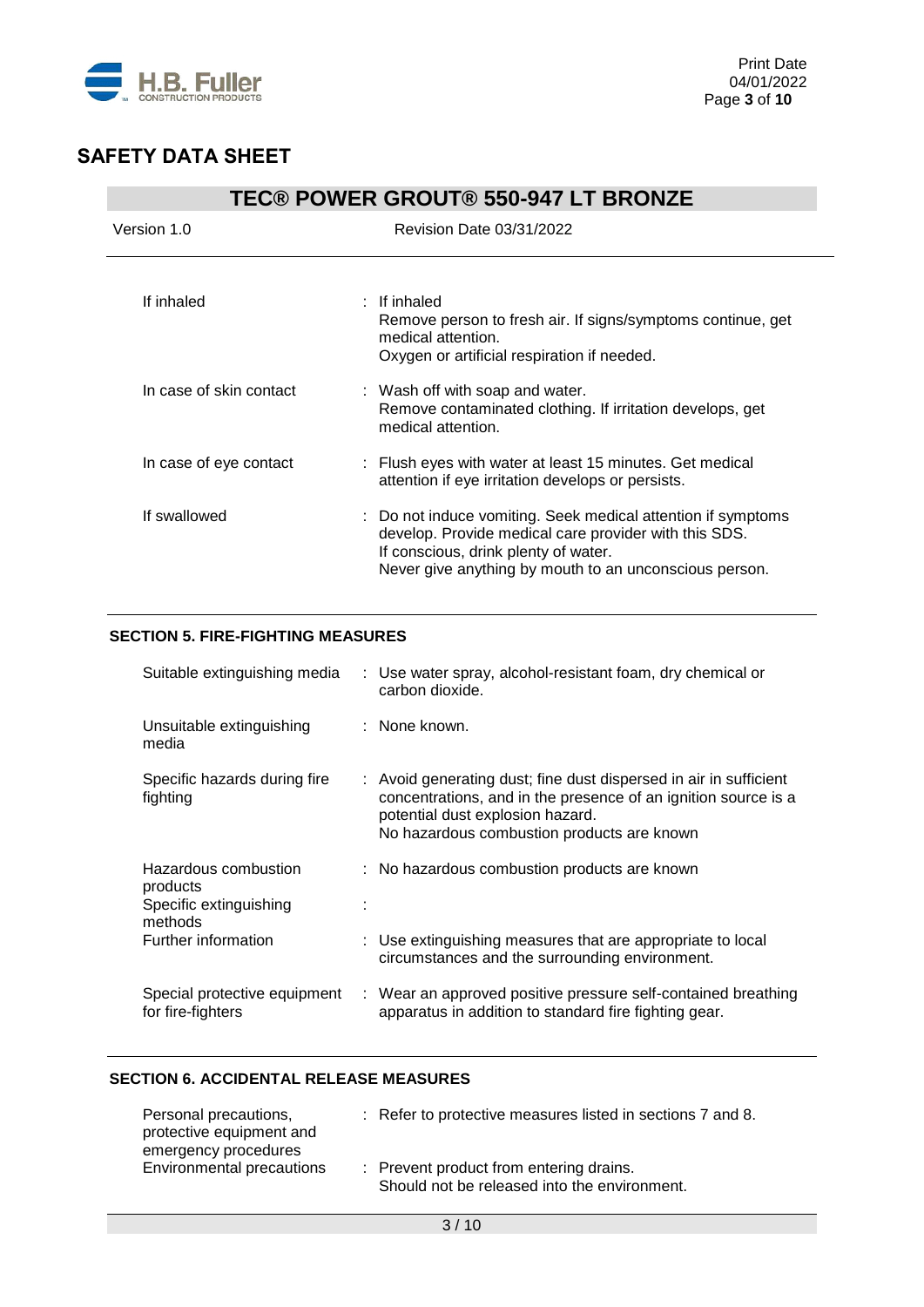| | |
|---|---|
| If inhaled | : If inhaled<br>Remove person to fresh air. If signs/symptoms continue, get medical attention.<br>Oxygen or artificial respiration if needed. |
| In case of skin contact | : Wash off with soap and water.<br>Remove contaminated clothing. If irritation develops, get medical attention. |
| In case of eye contact | : Flush eyes with water at least 15 minutes. Get medical attention if eye irritation develops or persists. |
| If swallowed | : Do not induce vomiting. Seek medical attention if symptoms develop. Provide medical care provider with this SDS.<br>If conscious, drink plenty of water.<br>Never give anything by mouth to an unconscious person. |

## SECTION 5. FIRE-FIGHTING MEASURES

| | |
|---|---|
| Suitable extinguishing media | : Use water spray, alcohol-resistant foam, dry chemical or carbon dioxide. |
| Unsuitable extinguishing media | : None known. |
| Specific hazards during fire fighting | : Avoid generating dust; fine dust dispersed in air in sufficient concentrations, and in the presence of an ignition source is a potential dust explosion hazard.<br>No hazardous combustion products are known |
| Hazardous combustion products | : No hazardous combustion products are known |
| Specific extinguishing methods | : |
| Further information | : Use extinguishing measures that are appropriate to local circumstances and the surrounding environment. |
| Special protective equipment for fire-fighters | : Wear an approved positive pressure self-contained breathing apparatus in addition to standard fire fighting gear. |

## SECTION 6. ACCIDENTAL RELEASE MEASURES

| | |
|---|---|
| Personal precautions, protective equipment and emergency procedures | : Refer to protective measures listed in sections 7 and 8. |
| Environmental precautions | : Prevent product from entering drains.<br>Should not be released into the environment. |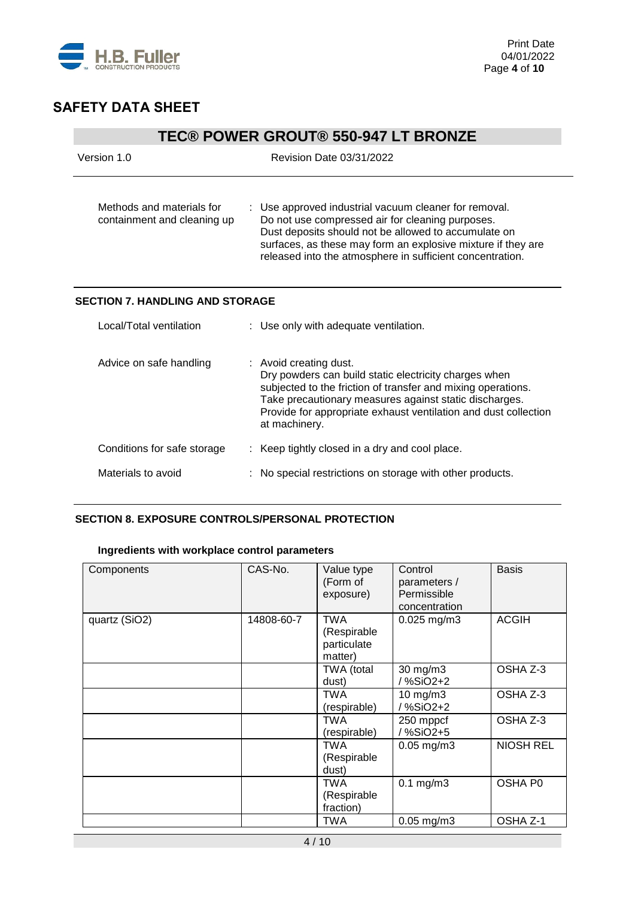## SAFETY DATA SHEET

## TEC® POWER GROUT® 550-947 LT BRONZE

Version 1.0 | Revision Date 03/31/2022

Methods and materials for containment and cleaning up : Use approved industrial vacuum cleaner for removal. Do not use compressed air for cleaning purposes. Dust deposits should not be allowed to accumulate on surfaces, as these may form an explosive mixture if they are released into the atmosphere in sufficient concentration.

### SECTION 7. HANDLING AND STORAGE

Local/Total ventilation : Use only with adequate ventilation.

Advice on safe handling : Avoid creating dust. Dry powders can build static electricity charges when subjected to the friction of transfer and mixing operations. Take precautionary measures against static discharges. Provide for appropriate exhaust ventilation and dust collection at machinery.

Conditions for safe storage : Keep tightly closed in a dry and cool place.

Materials to avoid : No special restrictions on storage with other products.

### SECTION 8. EXPOSURE CONTROLS/PERSONAL PROTECTION

**Ingredients with workplace control parameters**

| Components | CAS-No. | Value type (Form of exposure) | Control parameters / Permissible concentration | Basis |
|---|---|---|---|---|
| quartz ($SiO_2$) | 14808-60-7 | TWA (Respirable particulate matter) | 0.025 mg/m3 | ACGIH |
| | | TWA (total dust) | 30 mg/m3 / %SiO2+2 | OSHA Z-3 |
| | | TWA (respirable) | 10 mg/m3 / %SiO2+2 | OSHA Z-3 |
| | | TWA (respirable) | 250 mppcf / %SiO2+5 | OSHA Z-3 |
| | | TWA (Respirable dust) | 0.05 mg/m3 | NIOSH REL |
| | | TWA (Respirable fraction) | 0.1 mg/m3 | OSHA P0 |
| | | TWA | 0.05 mg/m3 | OSHA Z-1 |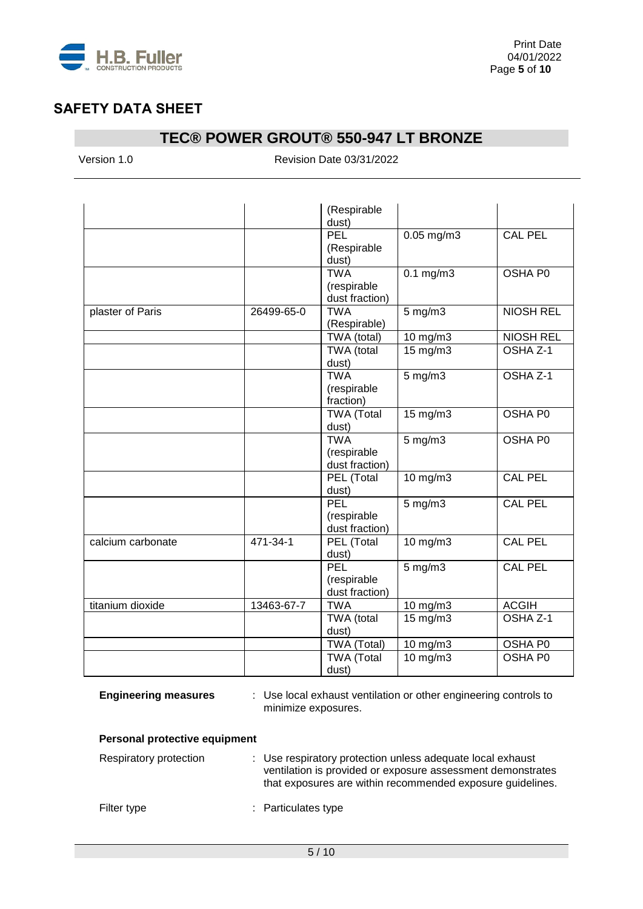## SAFETY DATA SHEET

## TEC® POWER GROUT® 550-947 LT BRONZE

Version 1.0 Revision Date 03/31/2022

| | | | | |
|---|---|---|---|---|
| | | (Respirable dust) | | |
| | | PEL (Respirable dust) | 0.05 mg/m3 | CAL PEL |
| | | TWA (respirable dust fraction) | 0.1 mg/m3 | OSHA P0 |
| plaster of Paris | 26499-65-0 | TWA (Respirable) | 5 mg/m3 | NIOSH REL |
| | | TWA (total) | 10 mg/m3 | NIOSH REL |
| | | TWA (total dust) | 15 mg/m3 | OSHA Z-1 |
| | | TWA (respirable fraction) | 5 mg/m3 | OSHA Z-1 |
| | | TWA (Total dust) | 15 mg/m3 | OSHA P0 |
| | | TWA (respirable dust fraction) | 5 mg/m3 | OSHA P0 |
| | | PEL (Total dust) | 10 mg/m3 | CAL PEL |
| | | PEL (respirable dust fraction) | 5 mg/m3 | CAL PEL |
| calcium carbonate | 471-34-1 | PEL (Total dust) | 10 mg/m3 | CAL PEL |
| | | PEL (respirable dust fraction) | 5 mg/m3 | CAL PEL |
| titanium dioxide | 13463-67-7 | TWA | 10 mg/m3 | ACGIH |
| | | TWA (total dust) | 15 mg/m3 | OSHA Z-1 |
| | | TWA (Total) | 10 mg/m3 | OSHA P0 |
| | | TWA (Total dust) | 10 mg/m3 | OSHA P0 |

**Engineering measures** : Use local exhaust ventilation or other engineering controls to minimize exposures.

**Personal protective equipment**

Respiratory protection : Use respiratory protection unless adequate local exhaust ventilation is provided or exposure assessment demonstrates that exposures are within recommended exposure guidelines.

Filter type : Particulates type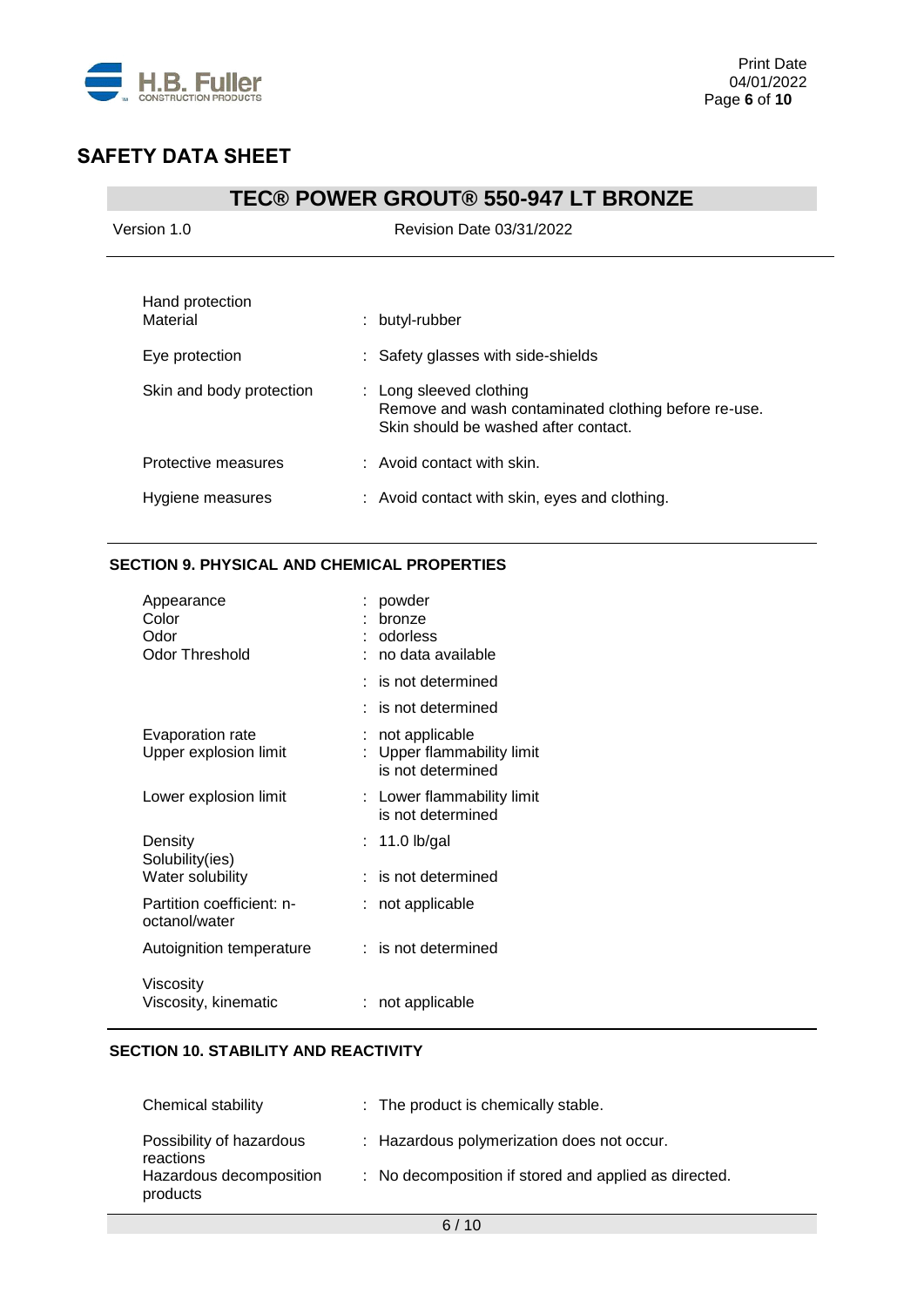# SAFETY DATA SHEET

## TEC® POWER GROUT® 550-947 LT BRONZE

Version 1.0 | Revision Date 03/31/2022

| | |
|---|---|
| Hand protection<br>Material | : butyl-rubber |
| Eye protection | : Safety glasses with side-shields |
| Skin and body protection | : Long sleeved clothing<br>Remove and wash contaminated clothing before re-use.<br>Skin should be washed after contact. |
| Protective measures | : Avoid contact with skin. |
| Hygiene measures | : Avoid contact with skin, eyes and clothing. |

### SECTION 9. PHYSICAL AND CHEMICAL PROPERTIES

| | |
|---|---|
| Appearance | : powder |
| Color | : bronze |
| Odor | : odorless |
| Odor Threshold | : no data available |
| | : is not determined |
| | : is not determined |
| Evaporation rate | : not applicable |
| Upper explosion limit | : Upper flammability limit<br>is not determined |
| Lower explosion limit | : Lower flammability limit<br>is not determined |
| Density | : 11.0 lb/gal |
| Solubility(ies)<br>Water solubility | : is not determined |
| Partition coefficient: n-octanol/water | : not applicable |
| Autoignition temperature | : is not determined |
| Viscosity<br>Viscosity, kinematic | : not applicable |

### SECTION 10. STABILITY AND REACTIVITY

| | |
|---|---|
| Chemical stability | : The product is chemically stable. |
| Possibility of hazardous reactions | : Hazardous polymerization does not occur. |
| Hazardous decomposition products | : No decomposition if stored and applied as directed. |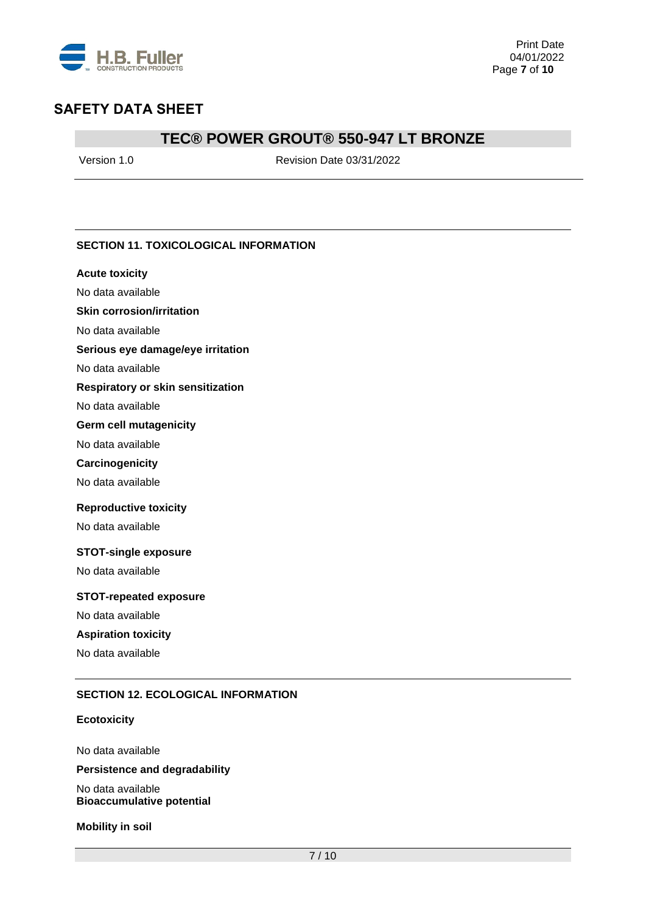## SECTION 11. TOXICOLOGICAL INFORMATION

**Acute toxicity**

No data available

**Skin corrosion/irritation**

No data available

**Serious eye damage/eye irritation**

No data available

**Respiratory or skin sensitization**

No data available

**Germ cell mutagenicity**

No data available

**Carcinogenicity**

No data available

**Reproductive toxicity**

No data available

**STOT-single exposure**

No data available

**STOT-repeated exposure**

No data available

**Aspiration toxicity**

No data available

## SECTION 12. ECOLOGICAL INFORMATION

**Ecotoxicity**

No data available

**Persistence and degradability**

No data available

**Bioaccumulative potential**

**Mobility in soil**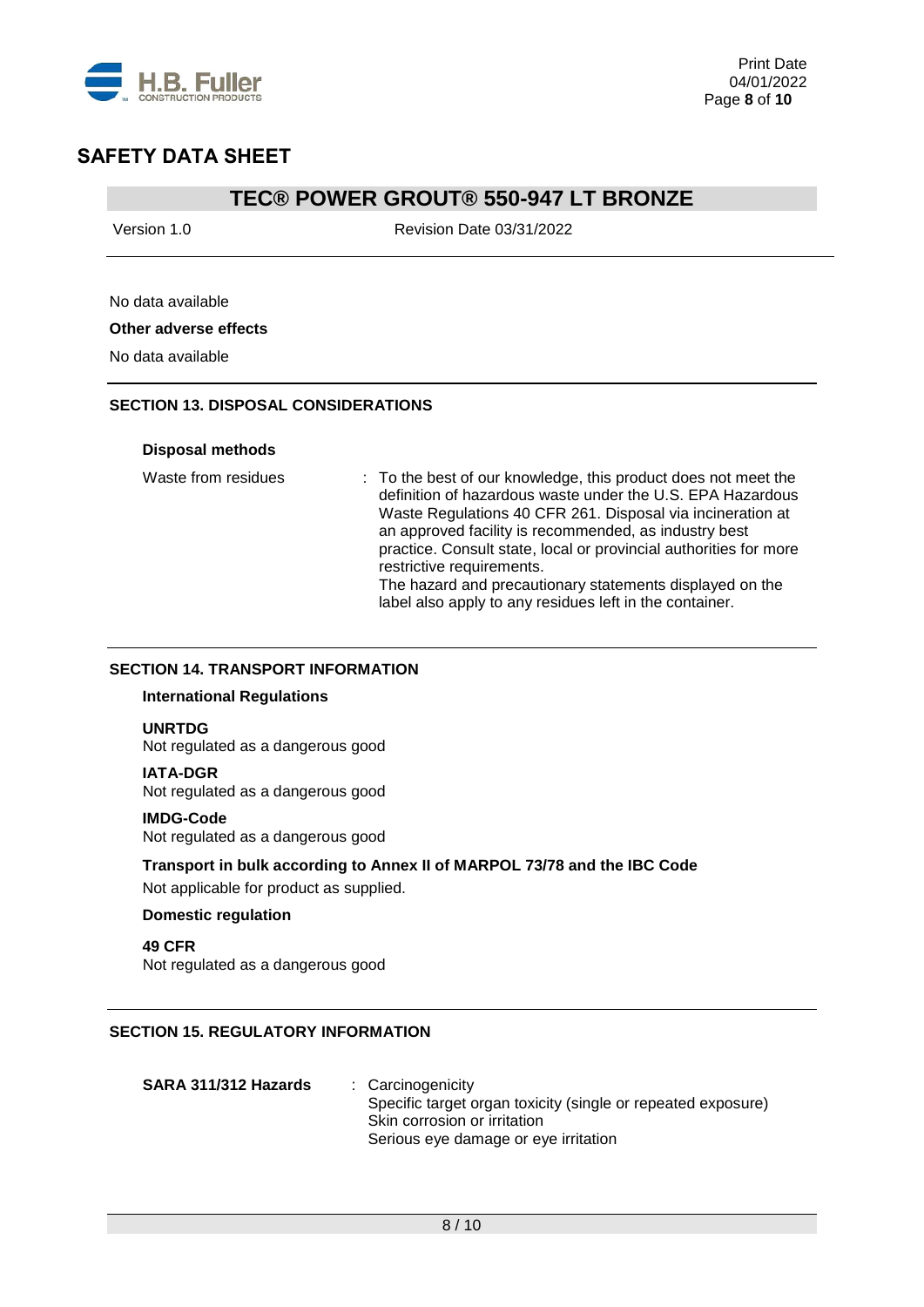No data available

**Other adverse effects**

No data available

## SECTION 13. DISPOSAL CONSIDERATIONS

**Disposal methods**

Waste from residues : To the best of our knowledge, this product does not meet the definition of hazardous waste under the U.S. EPA Hazardous Waste Regulations 40 CFR 261. Disposal via incineration at an approved facility is recommended, as industry best practice. Consult state, local or provincial authorities for more restrictive requirements.
The hazard and precautionary statements displayed on the label also apply to any residues left in the container.

## SECTION 14. TRANSPORT INFORMATION

**International Regulations**

**UNRTDG**
Not regulated as a dangerous good

**IATA-DGR**
Not regulated as a dangerous good

**IMDG-Code**
Not regulated as a dangerous good

**Transport in bulk according to Annex II of MARPOL 73/78 and the IBC Code**

Not applicable for product as supplied.

**Domestic regulation**

**49 CFR**
Not regulated as a dangerous good

## SECTION 15. REGULATORY INFORMATION

**SARA 311/312 Hazards** : Carcinogenicity
Specific target organ toxicity (single or repeated exposure)
Skin corrosion or irritation
Serious eye damage or eye irritation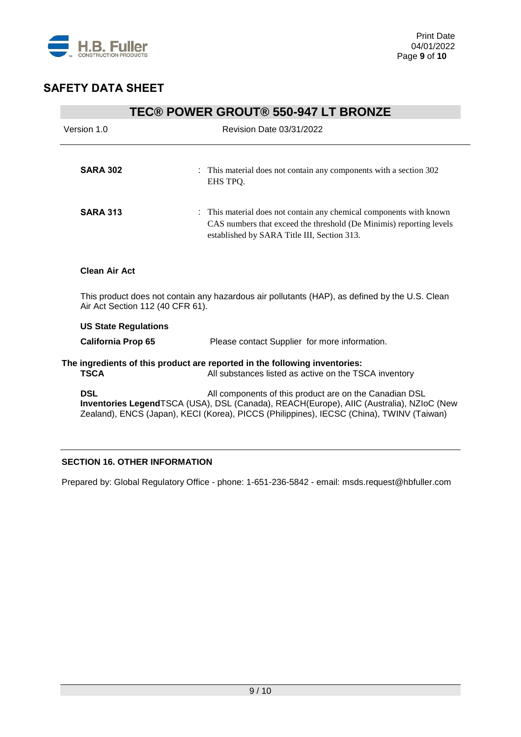**SARA 302** : This material does not contain any components with a section 302 EHS TPQ.

**SARA 313** : This material does not contain any chemical components with known CAS numbers that exceed the threshold (De Minimis) reporting levels established by SARA Title III, Section 313.

**Clean Air Act**

This product does not contain any hazardous air pollutants (HAP), as defined by the U.S. Clean Air Act Section 112 (40 CFR 61).

**US State Regulations**

**California Prop 65** Please contact Supplier for more information.

**The ingredients of this product are reported in the following inventories:**

**TSCA** All substances listed as active on the TSCA inventory

**DSL** All components of this product are on the Canadian DSL

**Inventories Legend** TSCA (USA), DSL (Canada), REACH(Europe), AIIC (Australia), NZIoC (New Zealand), ENCS (Japan), KECI (Korea), PICCS (Philippines), IECSC (China), TWINV (Taiwan)

## SECTION 16. OTHER INFORMATION

Prepared by: Global Regulatory Office - phone: 1-651-236-5842 - email: msds.request@hbfuller.com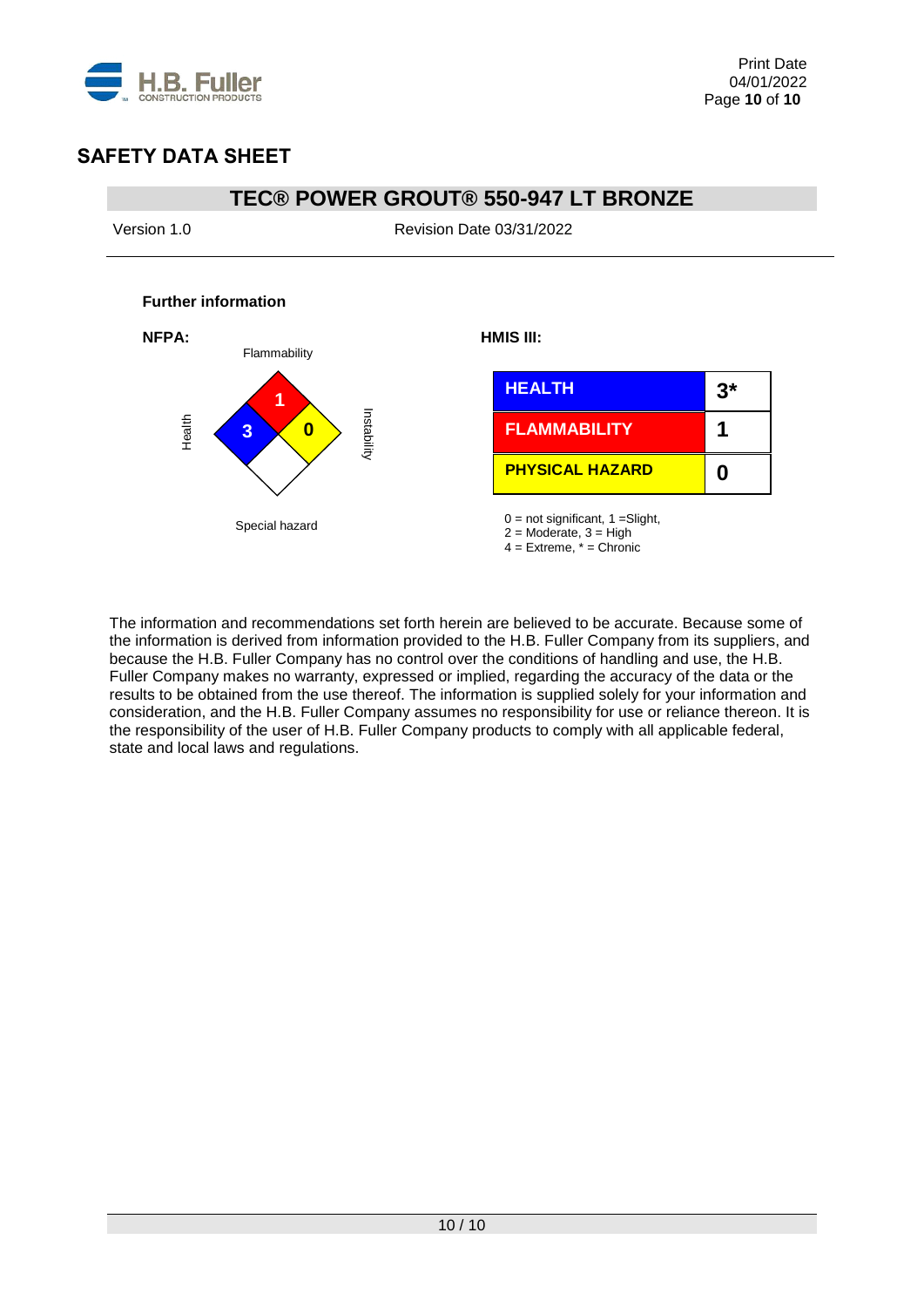# SAFETY DATA SHEET

## TEC® POWER GROUT® 550-947 LT BRONZE

Version 1.0 Revision Date 03/31/2022

**Further information**

**NFPA:**

Flammability

Health

Instability

Special hazard

1

3

0

**HMIS III:**

| | |
|---|---|
| HEALTH | 3* |
| FLAMMABILITY | 1 |
| PHYSICAL HAZARD | 0 |

0 = not significant, 1 =Slight,
2 = Moderate, 3 = High
4 = Extreme, * = Chronic

The information and recommendations set forth herein are believed to be accurate. Because some of the information is derived from information provided to the H.B. Fuller Company from its suppliers, and because the H.B. Fuller Company has no control over the conditions of handling and use, the H.B. Fuller Company makes no warranty, expressed or implied, regarding the accuracy of the data or the results to be obtained from the use thereof. The information is supplied solely for your information and consideration, and the H.B. Fuller Company assumes no responsibility for use or reliance thereon. It is the responsibility of the user of H.B. Fuller Company products to comply with all applicable federal, state and local laws and regulations.